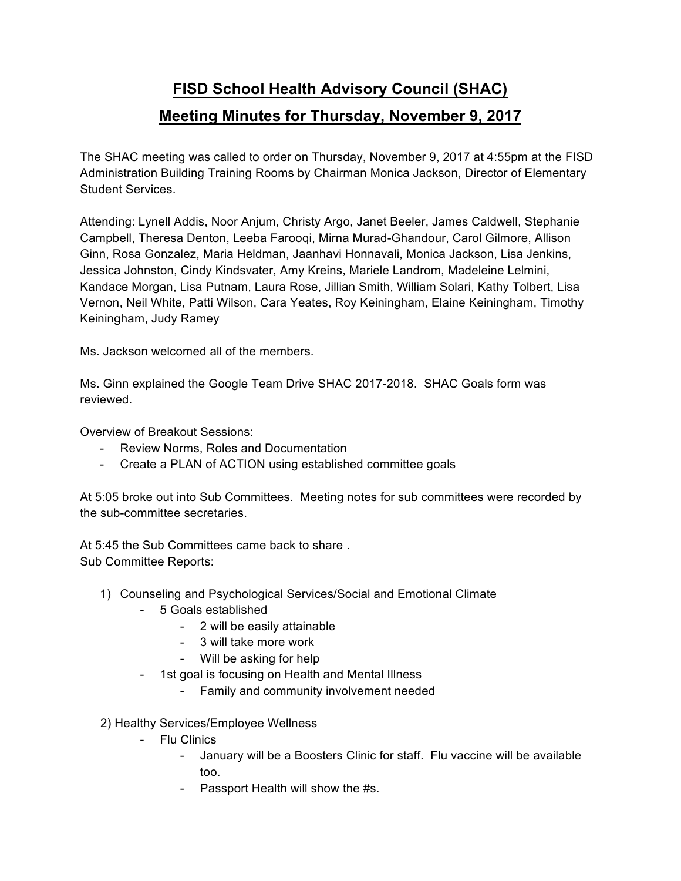# FISD School Health Advisory Council (SHAC)

## Meeting Minutes for Thursday, November 9, 2017

The SHAC meeting was called to order on Thursday, November 9, 2017 at 4:55pm at the FISD Administration Building Training Rooms by Chairman Monica Jackson, Director of Elementary Student Services.

Attending: Lynell Addis, Noor Anjum, Christy Argo, Janet Beeler, James Caldwell, Stephanie Campbell, Theresa Denton, Leeba Farooqi, Mirna Murad-Ghandour, Carol Gilmore, Allison Ginn, Rosa Gonzalez, Maria Heldman, Jaanhavi Honnavali, Monica Jackson, Lisa Jenkins, Jessica Johnston, Cindy Kindsvater, Amy Kreins, Mariele Landrom, Madeleine Lelmini, Kandace Morgan, Lisa Putnam, Laura Rose, Jillian Smith, William Solari, Kathy Tolbert, Lisa Vernon, Neil White, Patti Wilson, Cara Yeates, Roy Keiningham, Elaine Keiningham, Timothy Keiningham, Judy Ramey

Ms. Jackson welcomed all of the members.

Ms. Ginn explained the Google Team Drive SHAC 2017-2018. SHAC Goals form was reviewed.

Overview of Breakout Sessions:

- Review Norms, Roles and Documentation
- Create a PLAN of ACTION using established committee goals

At 5:05 broke out into Sub Committees. Meeting notes for sub committees were recorded by the sub-committee secretaries.

At 5:45 the Sub Committees came back to share .
Sub Committee Reports:

1) Counseling and Psychological Services/Social and Emotional Climate
   - 5 Goals established
     - 2 will be easily attainable
     - 3 will take more work
     - Will be asking for help
   - 1st goal is focusing on Health and Mental Illness
     - Family and community involvement needed

2) Healthy Services/Employee Wellness
   - Flu Clinics
     - January will be a Boosters Clinic for staff. Flu vaccine will be available too.
     - Passport Health will show the #s.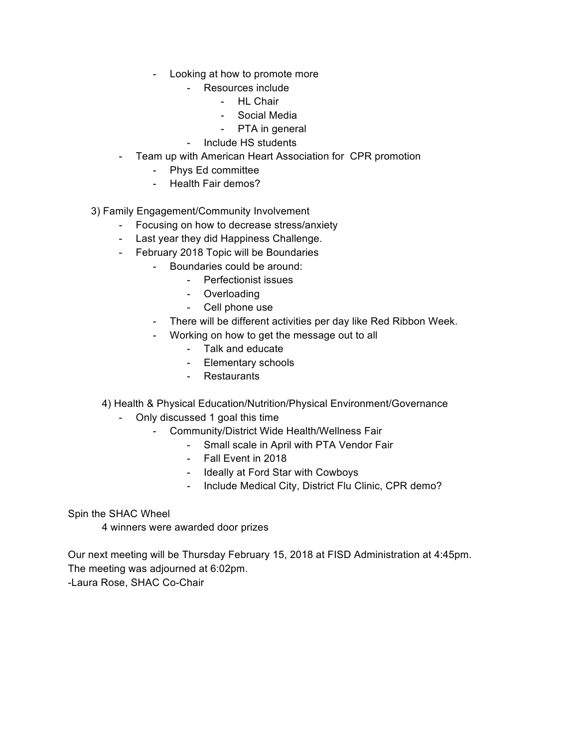- Looking at how to promote more
  - Resources include
    - HL Chair
    - Social Media
    - PTA in general
  - Include HS students
- Team up with American Heart Association for CPR promotion
  - Phys Ed committee
  - Health Fair demos?

3) Family Engagement/Community Involvement
- Focusing on how to decrease stress/anxiety
- Last year they did Happiness Challenge.
- February 2018 Topic will be Boundaries
  - Boundaries could be around:
    - Perfectionist issues
    - Overloading
    - Cell phone use
  - There will be different activities per day like Red Ribbon Week.
  - Working on how to get the message out to all
    - Talk and educate
    - Elementary schools
    - Restaurants

4) Health & Physical Education/Nutrition/Physical Environment/Governance
- Only discussed 1 goal this time
  - Community/District Wide Health/Wellness Fair
    - Small scale in April with PTA Vendor Fair
    - Fall Event in 2018
    - Ideally at Ford Star with Cowboys
    - Include Medical City, District Flu Clinic, CPR demo?

Spin the SHAC Wheel

4 winners were awarded door prizes

Our next meeting will be Thursday February 15, 2018 at FISD Administration at 4:45pm.
The meeting was adjourned at 6:02pm.
-Laura Rose, SHAC Co-Chair